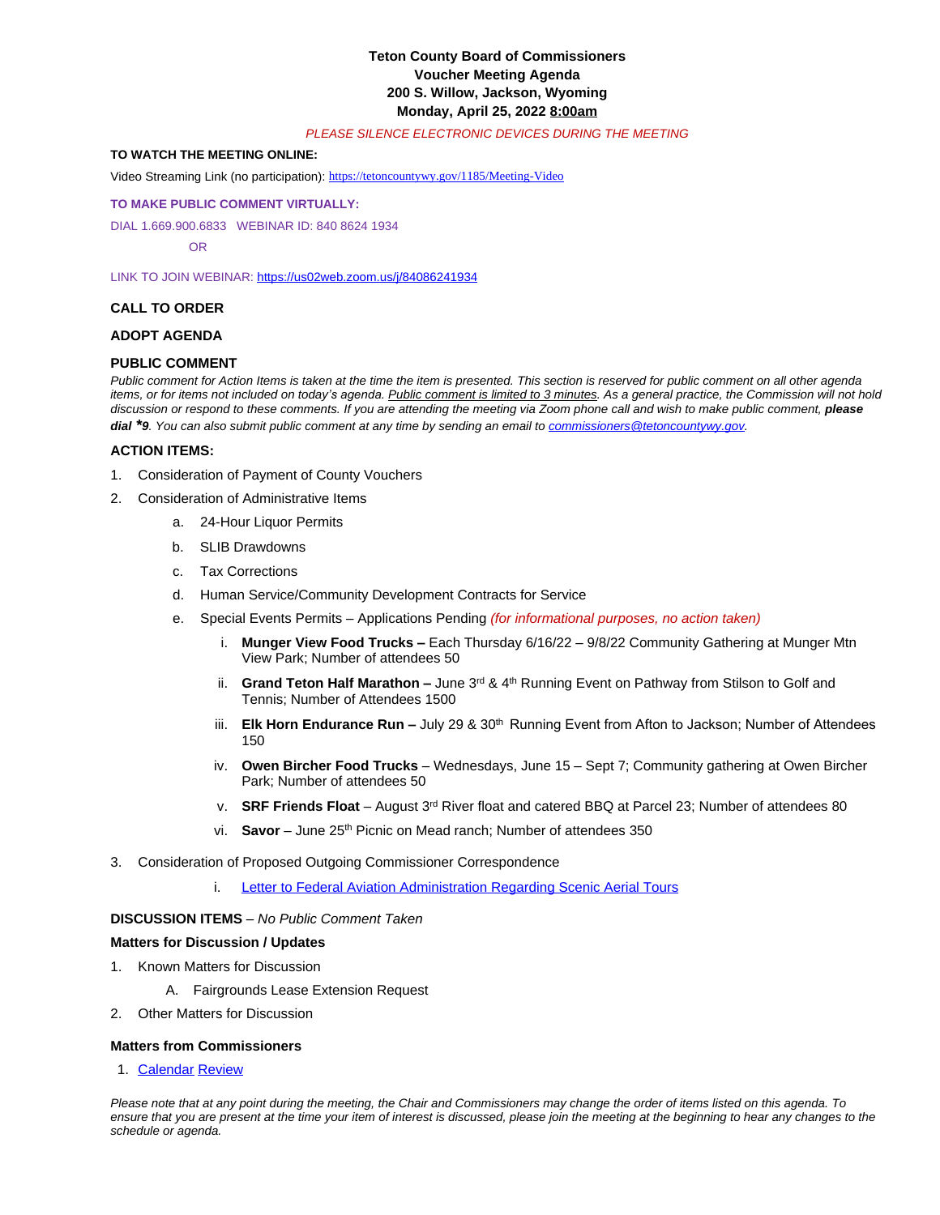# Teton County Board of Commissioners
## Voucher Meeting Agenda
## 200 S. Willow, Jackson, Wyoming
## Monday, April 25, 2022 8:00am

*PLEASE SILENCE ELECTRONIC DEVICES DURING THE MEETING*

**TO WATCH THE MEETING ONLINE:**

Video Streaming Link (no participation): https://tetoncountywy.gov/1185/Meeting-Video

**TO MAKE PUBLIC COMMENT VIRTUALLY:**

DIAL 1.669.900.6833 WEBINAR ID: 840 8624 1934

OR

LINK TO JOIN WEBINAR: https://us02web.zoom.us/j/84086241934

### CALL TO ORDER

### ADOPT AGENDA

### PUBLIC COMMENT

*Public comment for Action Items is taken at the time the item is presented. This section is reserved for public comment on all other agenda items, or for items not included on today's agenda. Public comment is limited to 3 minutes. As a general practice, the Commission will not hold discussion or respond to these comments. If you are attending the meeting via Zoom phone call and wish to make public comment,* ***please dial *9****. You can also submit public comment at any time by sending an email to commissioners@tetoncountywy.gov.*

### ACTION ITEMS:

1. Consideration of Payment of County Vouchers
2. Consideration of Administrative Items
   a. 24-Hour Liquor Permits
   b. SLIB Drawdowns
   c. Tax Corrections
   d. Human Service/Community Development Contracts for Service
   e. Special Events Permits – Applications Pending *(for informational purposes, no action taken)*
      i. **Munger View Food Trucks –** Each Thursday 6/16/22 – 9/8/22 Community Gathering at Munger Mtn View Park; Number of attendees 50
      ii. **Grand Teton Half Marathon –** June 3rd & 4th Running Event on Pathway from Stilson to Golf and Tennis; Number of Attendees 1500
      iii. **Elk Horn Endurance Run –** July 29 & 30th Running Event from Afton to Jackson; Number of Attendees 150
      iv. **Owen Bircher Food Trucks** – Wednesdays, June 15 – Sept 7; Community gathering at Owen Bircher Park; Number of attendees 50
      v. **SRF Friends Float** – August 3rd River float and catered BBQ at Parcel 23; Number of attendees 80
      vi. **Savor** – June 25th Picnic on Mead ranch; Number of attendees 350
3. Consideration of Proposed Outgoing Commissioner Correspondence
   i. Letter to Federal Aviation Administration Regarding Scenic Aerial Tours

**DISCUSSION ITEMS** – *No Public Comment Taken*

**Matters for Discussion / Updates**

1. Known Matters for Discussion
   A. Fairgrounds Lease Extension Request
2. Other Matters for Discussion

**Matters from Commissioners**

1. Calendar Review

*Please note that at any point during the meeting, the Chair and Commissioners may change the order of items listed on this agenda. To ensure that you are present at the time your item of interest is discussed, please join the meeting at the beginning to hear any changes to the schedule or agenda.*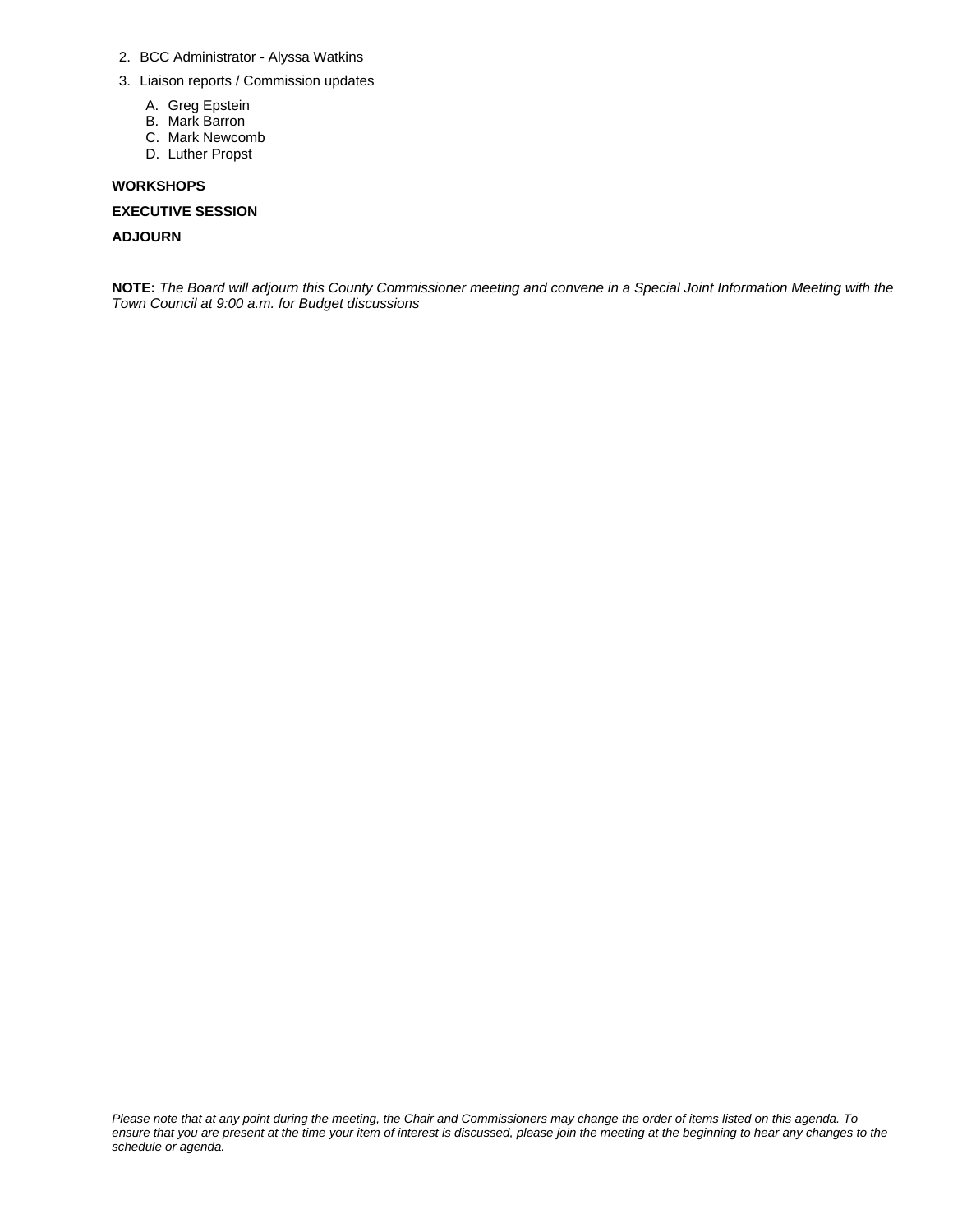2. BCC Administrator - Alyssa Watkins
3. Liaison reports / Commission updates
   A. Greg Epstein
   B. Mark Barron
   C. Mark Newcomb
   D. Luther Propst

**WORKSHOPS**

**EXECUTIVE SESSION**

**ADJOURN**

**NOTE:** *The Board will adjourn this County Commissioner meeting and convene in a Special Joint Information Meeting with the Town Council at 9:00 a.m. for Budget discussions*

*Please note that at any point during the meeting, the Chair and Commissioners may change the order of items listed on this agenda. To ensure that you are present at the time your item of interest is discussed, please join the meeting at the beginning to hear any changes to the schedule or agenda.*